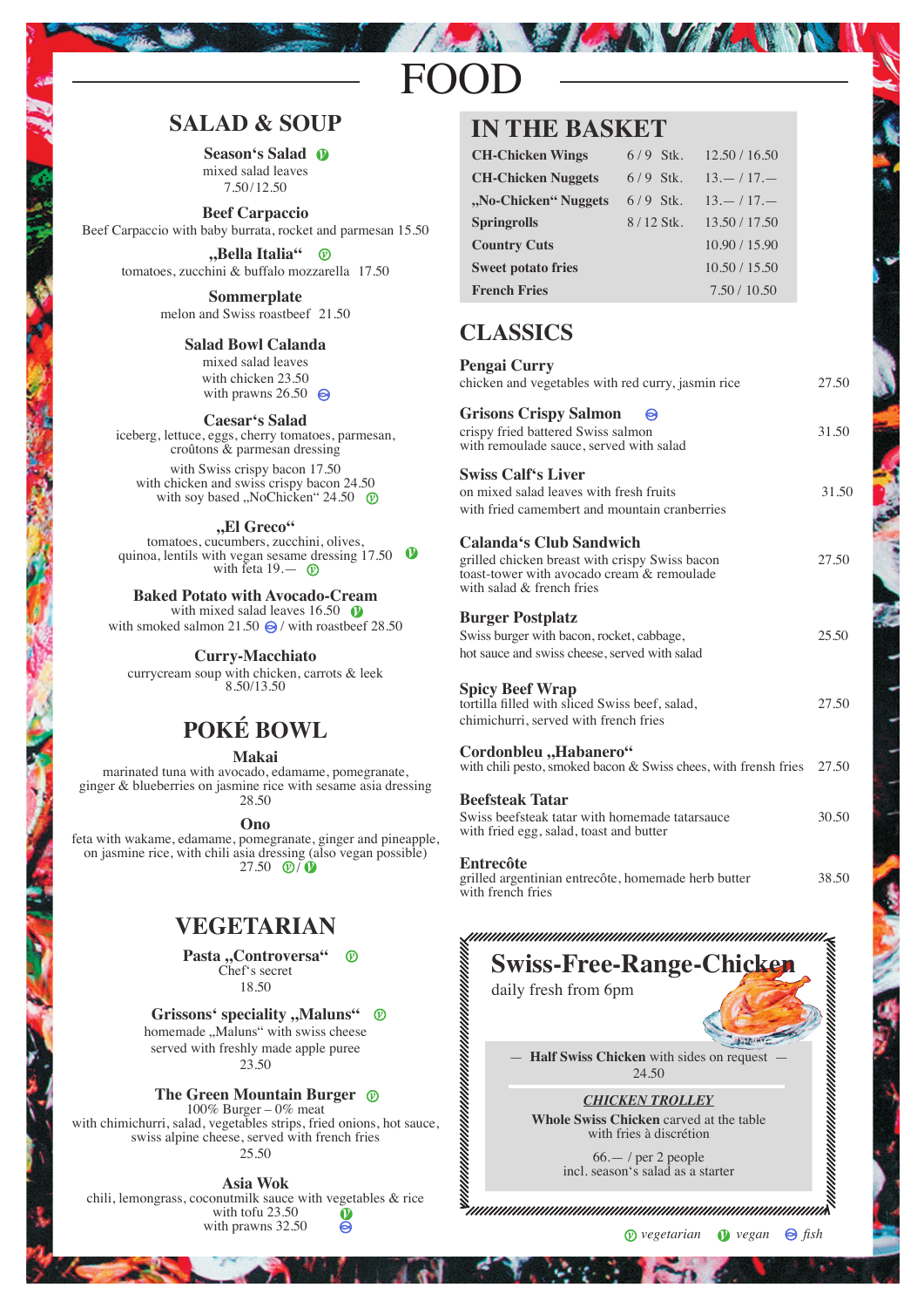# FOOD

## SALAD & SOUP

**Season's Salad** (vegan)
mixed salad leaves
7.50 / 12.50

**Beef Carpaccio**
Beef Carpaccio with baby burrata, rocket and parmesan 15.50

**„Bella Italia"** (vegetarian)
tomatoes, zucchini & buffalo mozzarella 17.50

**Sommerplate**
melon and Swiss roastbeef 21.50

**Salad Bowl Calanda**
mixed salad leaves
with chicken 23.50
with prawns 26.50 (fish)

**Caesar's Salad**
iceberg, lettuce, eggs, cherry tomatoes, parmesan, croûtons & parmesan dressing

with Swiss crispy bacon 17.50
with chicken and swiss crispy bacon 24.50
with soy based „NoChicken" 24.50 (vegetarian)

**„El Greco"**
tomatoes, cucumbers, zucchini, olives, quinoa, lentils with vegan sesame dressing 17.50 (vegan)
with feta 19.— (vegetarian)

**Baked Potato with Avocado-Cream**
with mixed salad leaves 16.50 (vegan)
with smoked salmon 21.50 (fish) / with roastbeef 28.50

**Curry-Macchiato**
currycream soup with chicken, carrots & leek
8.50/13.50

## POKÉ BOWL

**Makai**
marinated tuna with avocado, edamame, pomegranate, ginger & blueberries on jasmine rice with sesame asia dressing
28.50

**Ono**
feta with wakame, edamame, pomegranate, ginger and pineapple, on jasmine rice, with chili asia dressing (also vegan possible)
27.50 (vegetarian / vegan)

## VEGETARIAN

**Pasta „Controversa"** (vegetarian)
Chef's secret
18.50

**Grissons' speciality „Maluns"** (vegetarian)
homemade „Maluns" with swiss cheese
served with freshly made apple puree
23.50

**The Green Mountain Burger** (vegetarian)
100% Burger – 0% meat
with chimichurri, salad, vegetables strips, fried onions, hot sauce, swiss alpine cheese, served with french fries
25.50

**Asia Wok**
chili, lemongrass, coconutmilk sauce with vegetables & rice
with tofu 23.50 (vegan)
with prawns 32.50 (fish)

## IN THE BASKET

| | | |
|---|---|---|
| **CH-Chicken Wings** | 6 / 9 Stk. | 12.50 / 16.50 |
| **CH-Chicken Nuggets** | 6 / 9 Stk. | 13.— / 17.— |
| **„No-Chicken" Nuggets** | 6 / 9 Stk. | 13.— / 17.— |
| **Springrolls** | 8 / 12 Stk. | 13.50 / 17.50 |
| **Country Cuts** | | 10.90 / 15.90 |
| **Sweet potato fries** | | 10.50 / 15.50 |
| **French Fries** | | 7.50 / 10.50 |

## CLASSICS

**Pengai Curry**
chicken and vegetables with red curry, jasmin rice — 27.50

**Grisons Crispy Salmon** (fish)
crispy fried battered Swiss salmon
with remoulade sauce, served with salad — 31.50

**Swiss Calf's Liver**
on mixed salad leaves with fresh fruits
with fried camembert and mountain cranberries — 31.50

**Calanda's Club Sandwich**
grilled chicken breast with crispy Swiss bacon
toast-tower with avocado cream & remoulade
with salad & french fries — 27.50

**Burger Postplatz**
Swiss burger with bacon, rocket, cabbage,
hot sauce and swiss cheese, served with salad — 25.50

**Spicy Beef Wrap**
tortilla filled with sliced Swiss beef, salad,
chimichurri, served with french fries — 27.50

**Cordonbleu „Habanero"**
with chili pesto, smoked bacon & Swiss chees, with frensh fries — 27.50

**Beefsteak Tatar**
Swiss beefsteak tatar with homemade tatarsauce
with fried egg, salad, toast and butter — 30.50

**Entrecôte**
grilled argentinian entrecôte, homemade herb butter
with french fries — 38.50

## Swiss-Free-Range-Chicken

daily fresh from 6pm

— **Half Swiss Chicken** with sides on request —
24.50

***CHICKEN TROLLEY***
**Whole Swiss Chicken** carved at the table
with fries à discrétion

66.— / per 2 people
incl. season's salad as a starter

*(vegetarian) vegetarian (vegan) vegan (fish) fish*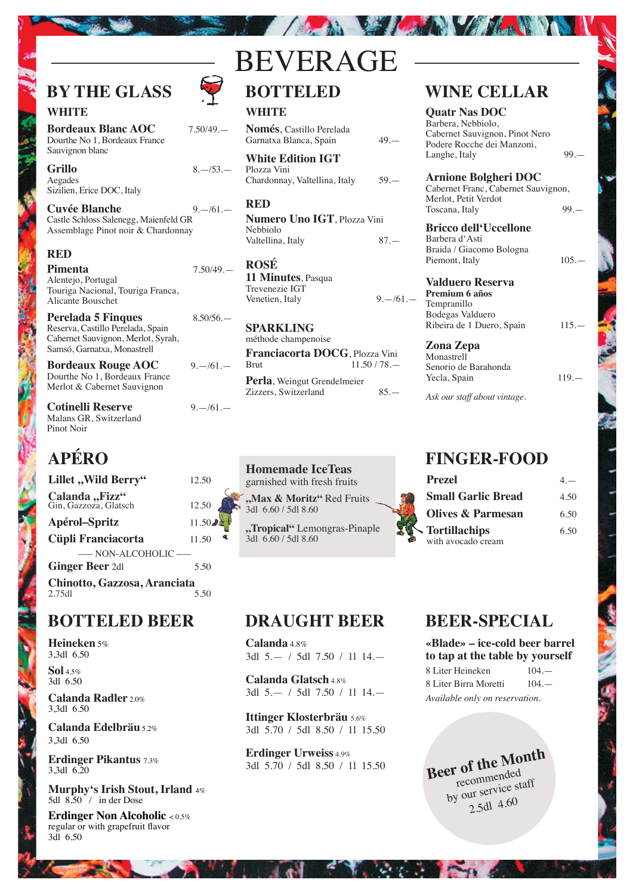# BEVERAGE

## BY THE GLASS

### WHITE

**Bordeaux Blanc AOC** 7.50/49.—
Dourthe No 1, Bordeaux France
Sauvignon blanc

**Grillo** 8.—/53.—
Aegades
Sizilien, Erice DOC, Italy

**Cuvée Blanche** 9.—/61.—
Castle Schloss Salenegg, Maienfeld GR
Assemblage Pinot noir & Chardonnay

### RED

**Pimenta** 7.50/49.—
Alentejo, Portugal
Touriga Nacional, Touriga Franca,
Alicante Bouschet

**Perelada 5 Finques** 8.50/56.—
Reserva, Castillo Perelada, Spain
Cabernet Sauvignon, Merlot, Syrah,
Samsó, Garnatxa, Monastrell

**Bordeaux Rouge AOC** 9.—/61.—
Dourthe No 1, Bordeaux France
Merlot & Cabernet Sauvignon

**Cotinelli Reserve** 9.—/61.—
Malans GR, Switzerland
Pinot Noir

## BOTTELED

### WHITE

**Només**, Castillo Perelada
Garnatxa Blanca, Spain 49.—

**White Edition IGT**
Plozza Vini
Chardonnay, Valtellina, Italy 59.—

### RED

**Numero Uno IGT**, Plozza Vini
Nebbiolo
Valtellina, Italy 87.—

### ROSÉ

**11 Minutes**, Pasqua
Trevenezie IGT
Venetien, Italy 9.—/61.—

### SPARKLING

méthode champenoise

**Franciacorta DOCG**, Plozza Vini
Brut 11.50 / 78.—

**Perla**, Weingut Grendelmeier
Zizzers, Switzerland 85.—

## WINE CELLAR

**Quatr Nas DOC**
Barbera, Nebbiolo,
Cabernet Sauvignon, Pinot Nero
Podere Rocche dei Manzoni,
Langhe, Italy 99.—

**Arnione Bolgheri DOC**
Cabernet Franc, Cabernet Sauvignon,
Merlot, Petit Verdot
Toscana, Italy 99.—

**Bricco dell'Uccellone**
Barbera d'Asti
Braida / Giacomo Bologna
Piemont, Italy 105.—

**Valduero Reserva**
**Premium 6 años**
Tempranillo
Bodegas Valduero
Ribeira de 1 Duero, Spain 115.—

**Zona Zepa**
Monastrell
Senorio de Barahonda
Yecla, Spain 119.—

*Ask our staff about vintage.*

## APÉRO

**Lillet „Wild Berry"** 12.50

**Calanda „Fizz"** 12.50
Gin, Gazzoza, Glatsch

**Apérol–Spritz** 11.50

**Cüpli Franciacorta** 11.50

— NON-ALCOHOLIC —

**Ginger Beer** 2dl 5.50

**Chinotto, Gazzosa, Aranciata** 5.50
2.75dl

### Homemade IceTeas

garnished with fresh fruits

**„Max & Moritz"** Red Fruits
3dl 6.60 / 5dl 8.60

**„Tropical"** Lemongras-Pinaple
3dl 6.60 / 5dl 8.60

## FINGER-FOOD

**Prezel** 4.—

**Small Garlic Bread** 4.50

**Olives & Parmesan** 6.50

**Tortillachips** 6.50
with avocado cream

## BOTTELED BEER

**Heineken** 5%
3,3dl 6.50

**Sol** 4.5%
3dl 6.50

**Calanda Radler** 2.0%
3,3dl 6.50

**Calanda Edelbräu** 5.2%
3,3dl 6.50

**Erdinger Pikantus** 7.3%
3,3dl 6.20

**Murphy's Irish Stout, Irland** 4%
5dl 8.50 / in der Dose

**Erdinger Non Alcoholic** < 0.5%
regular or with grapefruit flavor
3dl 6.50

## DRAUGHT BEER

**Calanda** 4.8%
3dl 5.— / 5dl 7.50 / 1l 14.—

**Calanda Glatsch** 4.8%
3dl 5.— / 5dl 7.50 / 1l 14.—

**Ittinger Klosterbräu** 5.6%
3dl 5.70 / 5dl 8.50 / 1l 15.50

**Erdinger Urweiss** 4.9%
3dl 5.70 / 5dl 8.50 / 1l 15.50

## BEER-SPECIAL

**«Blade» – ice-cold beer barrel to tap at the table by yourself**

8 Liter Heineken 104.—
8 Liter Birra Moretti 104.—

*Available only on reservation.*

**Beer of the Month**
recommended
by our service staff
2.5dl 4.60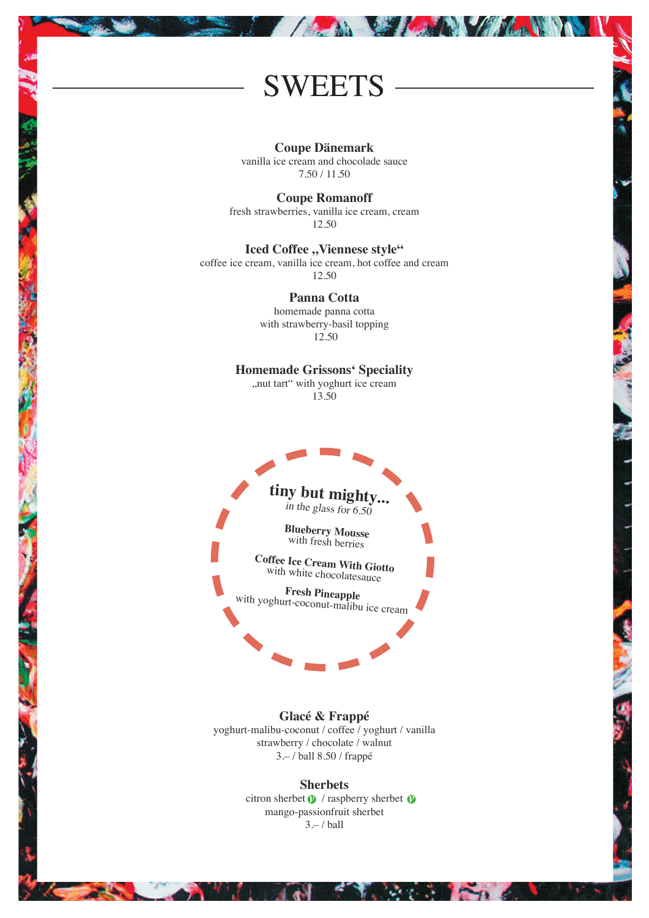# SWEETS

**Coupe Dänemark**
vanilla ice cream and chocolade sauce
7.50 / 11.50

**Coupe Romanoff**
fresh strawberries, vanilla ice cream, cream
12.50

**Iced Coffee „Viennese style“**
coffee ice cream, vanilla ice cream, hot coffee and cream
12.50

**Panna Cotta**
homemade panna cotta
with strawberry-basil topping
12.50

**Homemade Grissons‘ Speciality**
„nut tart“ with yoghurt ice cream
13.50

**tiny but mighty...**
*in the glass for 6.50*

**Blueberry Mousse**
with fresh berries

**Coffee Ice Cream With Giotto**
with white chocolatesauce

**Fresh Pineapple**
with yoghurt-coconut-malibu ice cream

**Glacé & Frappé**
yoghurt-malibu-coconut / coffee / yoghurt / vanilla
strawberry / chocolate / walnut
3.– / ball 8.50 / frappé

**Sherbets**
citron sherbet / raspberry sherbet
mango-passionfruit sherbet
3.– / ball